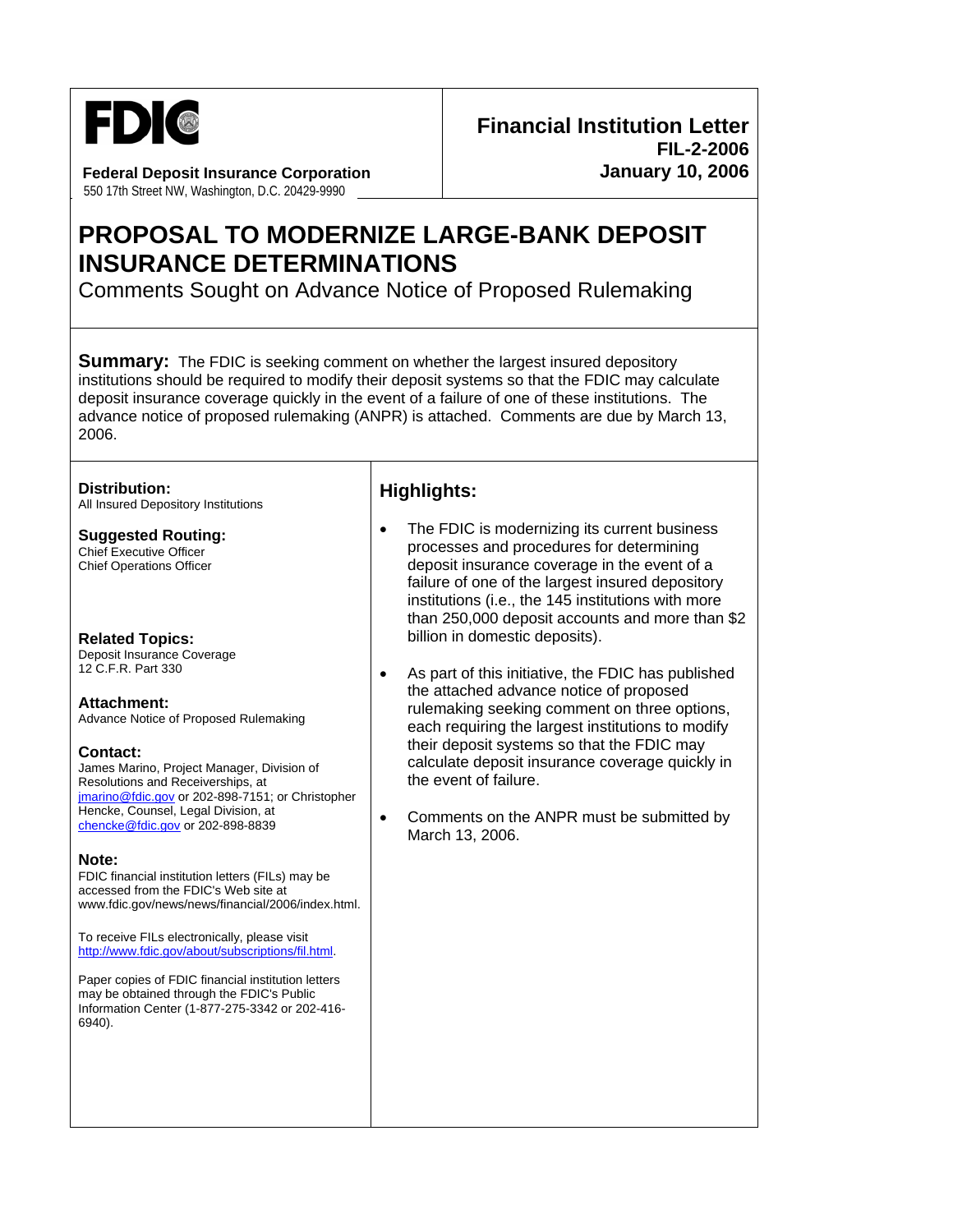**FDIC**

**Federal Deposit Insurance Corporation**
550 17th Street NW, Washington, D.C. 20429-9990

**Financial Institution Letter**
**FIL-2-2006**
**January 10, 2006**

# PROPOSAL TO MODERNIZE LARGE-BANK DEPOSIT INSURANCE DETERMINATIONS

Comments Sought on Advance Notice of Proposed Rulemaking

**Summary:** The FDIC is seeking comment on whether the largest insured depository institutions should be required to modify their deposit systems so that the FDIC may calculate deposit insurance coverage quickly in the event of a failure of one of these institutions. The advance notice of proposed rulemaking (ANPR) is attached. Comments are due by March 13, 2006.

**Distribution:**
All Insured Depository Institutions

**Suggested Routing:**
Chief Executive Officer
Chief Operations Officer

**Related Topics:**
Deposit Insurance Coverage
12 C.F.R. Part 330

**Attachment:**
Advance Notice of Proposed Rulemaking

**Contact:**
James Marino, Project Manager, Division of Resolutions and Receiverships, at jmarino@fdic.gov or 202-898-7151; or Christopher Hencke, Counsel, Legal Division, at chencke@fdic.gov or 202-898-8839

**Note:**
FDIC financial institution letters (FILs) may be accessed from the FDIC's Web site at www.fdic.gov/news/news/financial/2006/index.html.

To receive FILs electronically, please visit http://www.fdic.gov/about/subscriptions/fil.html.

Paper copies of FDIC financial institution letters may be obtained through the FDIC's Public Information Center (1-877-275-3342 or 202-416-6940).

## Highlights:

- The FDIC is modernizing its current business processes and procedures for determining deposit insurance coverage in the event of a failure of one of the largest insured depository institutions (i.e., the 145 institutions with more than 250,000 deposit accounts and more than $2 billion in domestic deposits).
- As part of this initiative, the FDIC has published the attached advance notice of proposed rulemaking seeking comment on three options, each requiring the largest institutions to modify their deposit systems so that the FDIC may calculate deposit insurance coverage quickly in the event of failure.
- Comments on the ANPR must be submitted by March 13, 2006.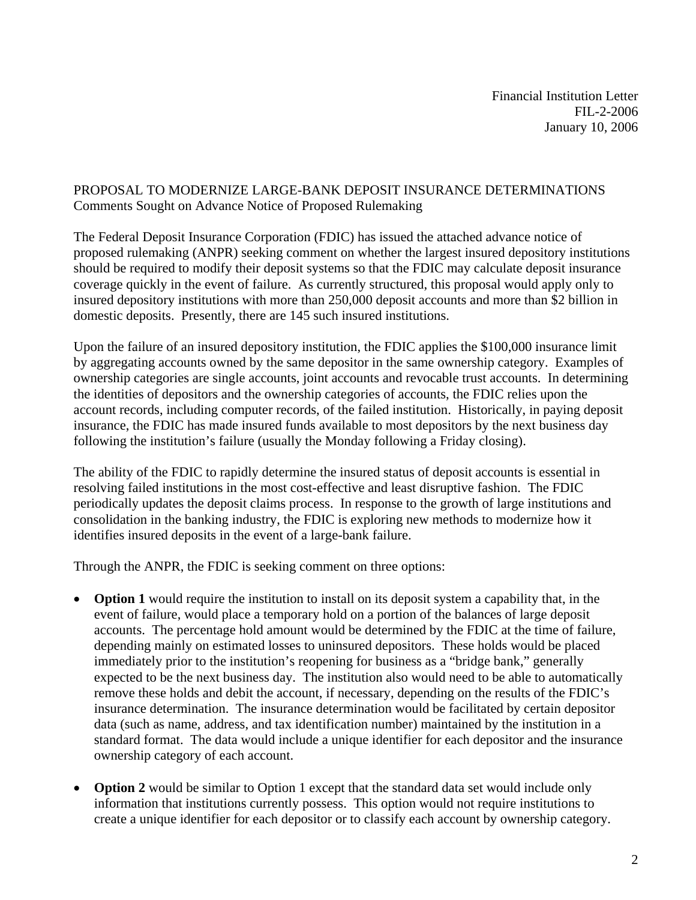Financial Institution Letter
FIL-2-2006
January 10, 2006

PROPOSAL TO MODERNIZE LARGE-BANK DEPOSIT INSURANCE DETERMINATIONS
Comments Sought on Advance Notice of Proposed Rulemaking

The Federal Deposit Insurance Corporation (FDIC) has issued the attached advance notice of proposed rulemaking (ANPR) seeking comment on whether the largest insured depository institutions should be required to modify their deposit systems so that the FDIC may calculate deposit insurance coverage quickly in the event of failure. As currently structured, this proposal would apply only to insured depository institutions with more than 250,000 deposit accounts and more than $2 billion in domestic deposits. Presently, there are 145 such insured institutions.

Upon the failure of an insured depository institution, the FDIC applies the $100,000 insurance limit by aggregating accounts owned by the same depositor in the same ownership category. Examples of ownership categories are single accounts, joint accounts and revocable trust accounts. In determining the identities of depositors and the ownership categories of accounts, the FDIC relies upon the account records, including computer records, of the failed institution. Historically, in paying deposit insurance, the FDIC has made insured funds available to most depositors by the next business day following the institution's failure (usually the Monday following a Friday closing).

The ability of the FDIC to rapidly determine the insured status of deposit accounts is essential in resolving failed institutions in the most cost-effective and least disruptive fashion. The FDIC periodically updates the deposit claims process. In response to the growth of large institutions and consolidation in the banking industry, the FDIC is exploring new methods to modernize how it identifies insured deposits in the event of a large-bank failure.

Through the ANPR, the FDIC is seeking comment on three options:

- **Option 1** would require the institution to install on its deposit system a capability that, in the event of failure, would place a temporary hold on a portion of the balances of large deposit accounts. The percentage hold amount would be determined by the FDIC at the time of failure, depending mainly on estimated losses to uninsured depositors. These holds would be placed immediately prior to the institution's reopening for business as a "bridge bank," generally expected to be the next business day. The institution also would need to be able to automatically remove these holds and debit the account, if necessary, depending on the results of the FDIC's insurance determination. The insurance determination would be facilitated by certain depositor data (such as name, address, and tax identification number) maintained by the institution in a standard format. The data would include a unique identifier for each depositor and the insurance ownership category of each account.

- **Option 2** would be similar to Option 1 except that the standard data set would include only information that institutions currently possess. This option would not require institutions to create a unique identifier for each depositor or to classify each account by ownership category.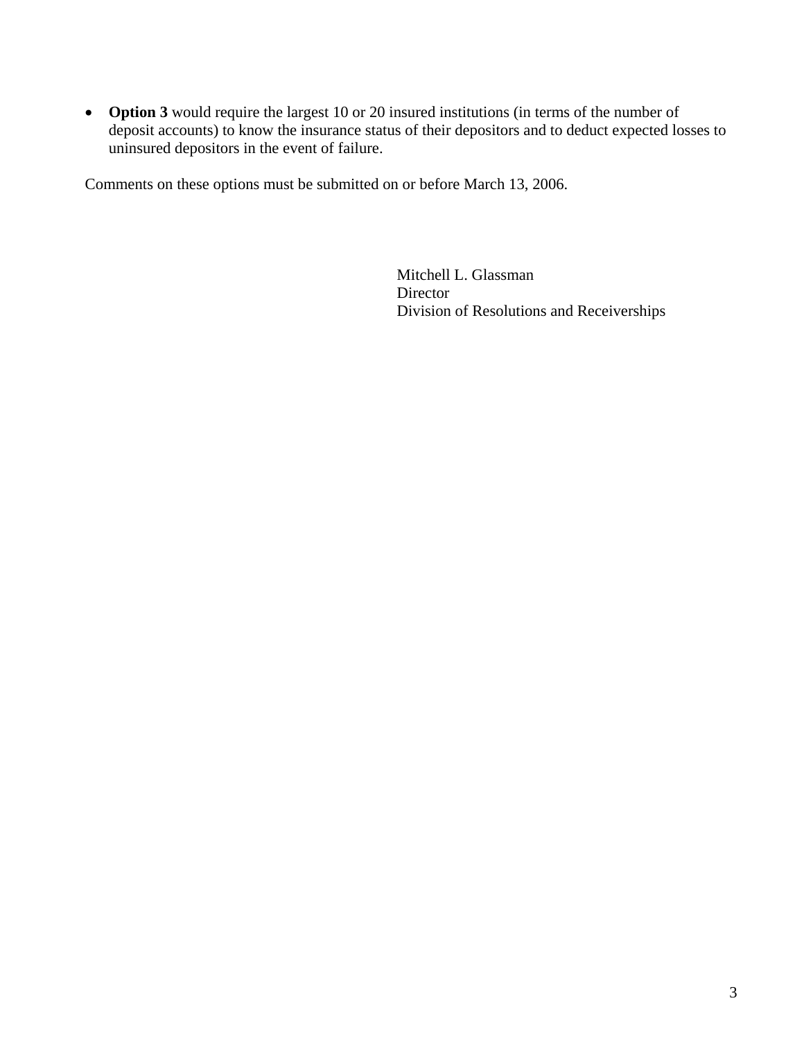- **Option 3** would require the largest 10 or 20 insured institutions (in terms of the number of deposit accounts) to know the insurance status of their depositors and to deduct expected losses to uninsured depositors in the event of failure.

Comments on these options must be submitted on or before March 13, 2006.

Mitchell L. Glassman
Director
Division of Resolutions and Receiverships